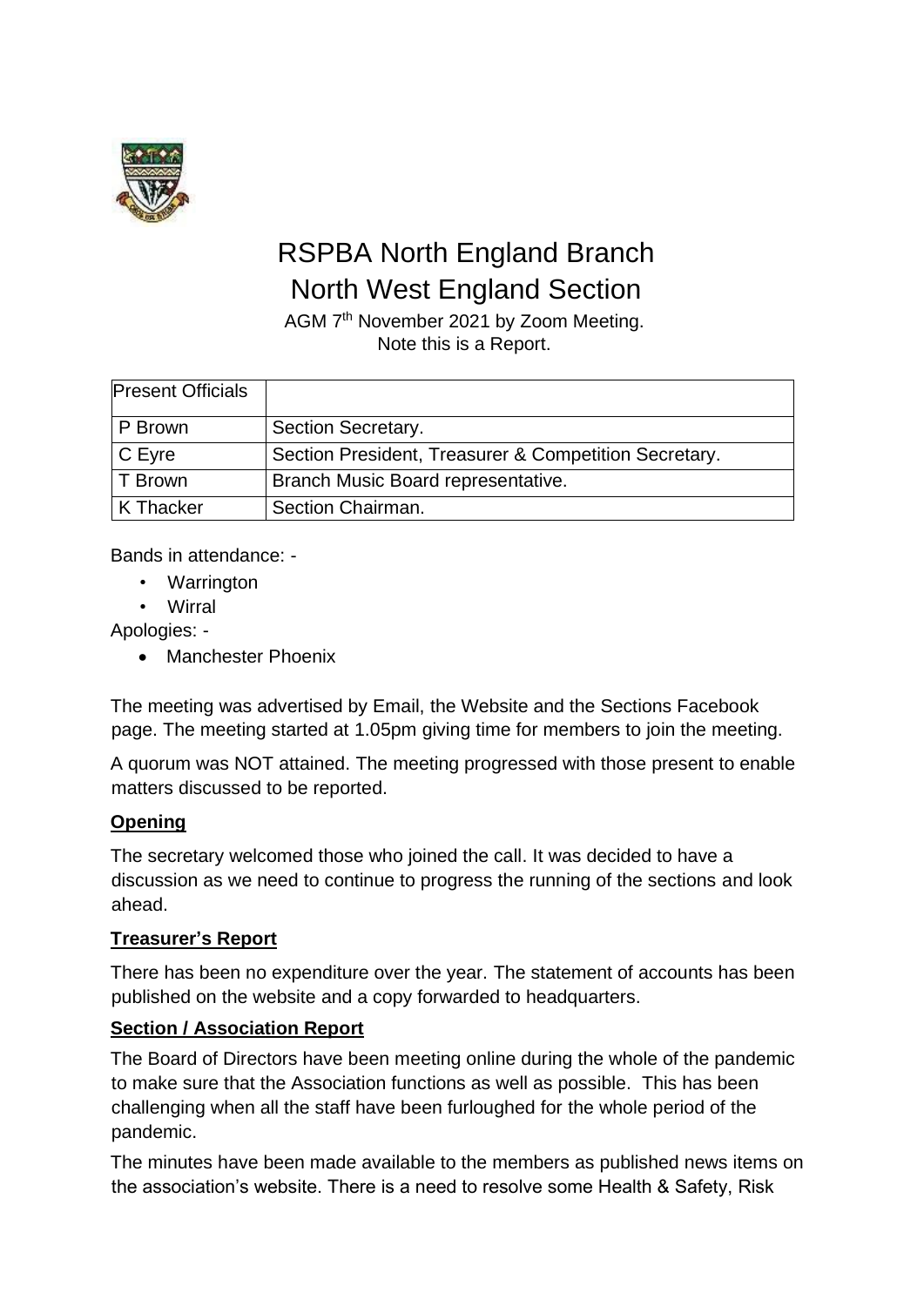# RSPBA North England Branch
# North West England Section

AGM 7th November 2021 by Zoom Meeting.
Note this is a Report.

| Present Officials | |
|---|---|
| P Brown | Section Secretary. |
| C Eyre | Section President, Treasurer & Competition Secretary. |
| T Brown | Branch Music Board representative. |
| K Thacker | Section Chairman. |

Bands in attendance: -

- Warrington
- Wirral

Apologies: -

- Manchester Phoenix

The meeting was advertised by Email, the Website and the Sections Facebook page. The meeting started at 1.05pm giving time for members to join the meeting.

A quorum was NOT attained. The meeting progressed with those present to enable matters discussed to be reported.

## Opening

The secretary welcomed those who joined the call. It was decided to have a discussion as we need to continue to progress the running of the sections and look ahead.

## Treasurer's Report

There has been no expenditure over the year. The statement of accounts has been published on the website and a copy forwarded to headquarters.

## Section / Association Report

The Board of Directors have been meeting online during the whole of the pandemic to make sure that the Association functions as well as possible. This has been challenging when all the staff have been furloughed for the whole period of the pandemic.

The minutes have been made available to the members as published news items on the association's website. There is a need to resolve some Health & Safety, Risk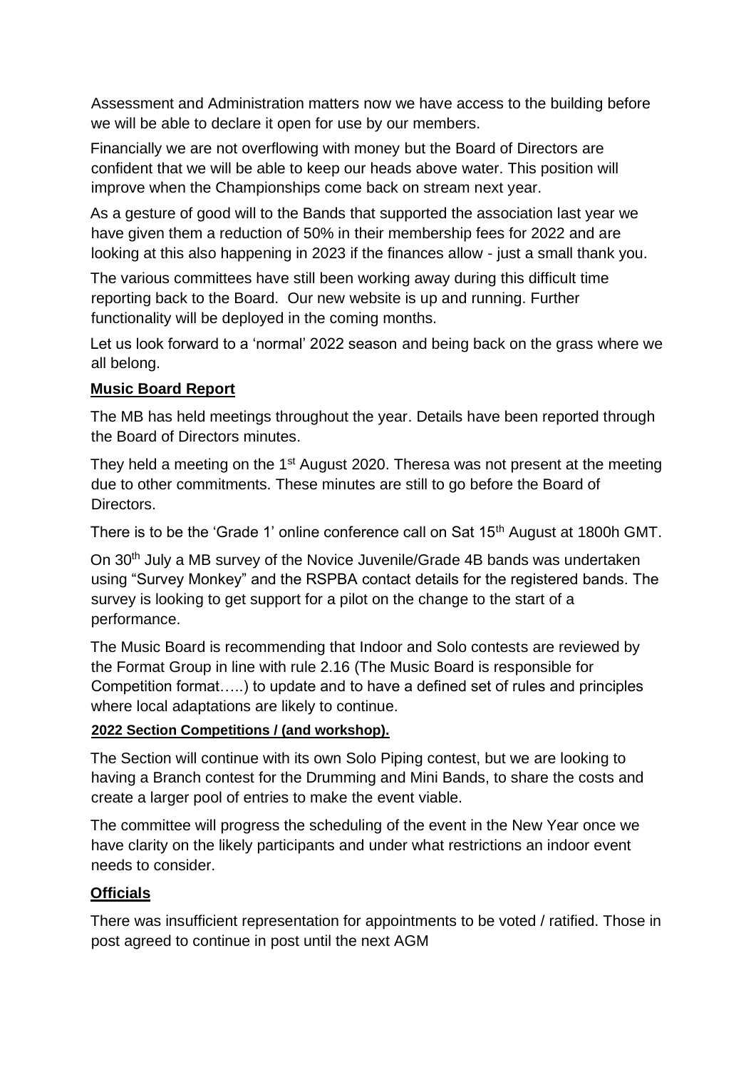Assessment and Administration matters now we have access to the building before we will be able to declare it open for use by our members.

Financially we are not overflowing with money but the Board of Directors are confident that we will be able to keep our heads above water. This position will improve when the Championships come back on stream next year.

As a gesture of good will to the Bands that supported the association last year we have given them a reduction of 50% in their membership fees for 2022 and are looking at this also happening in 2023 if the finances allow - just a small thank you.

The various committees have still been working away during this difficult time reporting back to the Board. Our new website is up and running. Further functionality will be deployed in the coming months.

Let us look forward to a 'normal' 2022 season and being back on the grass where we all belong.

## Music Board Report

The MB has held meetings throughout the year. Details have been reported through the Board of Directors minutes.

They held a meeting on the 1st August 2020. Theresa was not present at the meeting due to other commitments. These minutes are still to go before the Board of Directors.

There is to be the 'Grade 1' online conference call on Sat 15th August at 1800h GMT.

On 30th July a MB survey of the Novice Juvenile/Grade 4B bands was undertaken using "Survey Monkey" and the RSPBA contact details for the registered bands. The survey is looking to get support for a pilot on the change to the start of a performance.

The Music Board is recommending that Indoor and Solo contests are reviewed by the Format Group in line with rule 2.16 (The Music Board is responsible for Competition format…..) to update and to have a defined set of rules and principles where local adaptations are likely to continue.

### 2022 Section Competitions / (and workshop).

The Section will continue with its own Solo Piping contest, but we are looking to having a Branch contest for the Drumming and Mini Bands, to share the costs and create a larger pool of entries to make the event viable.

The committee will progress the scheduling of the event in the New Year once we have clarity on the likely participants and under what restrictions an indoor event needs to consider.

## Officials

There was insufficient representation for appointments to be voted / ratified. Those in post agreed to continue in post until the next AGM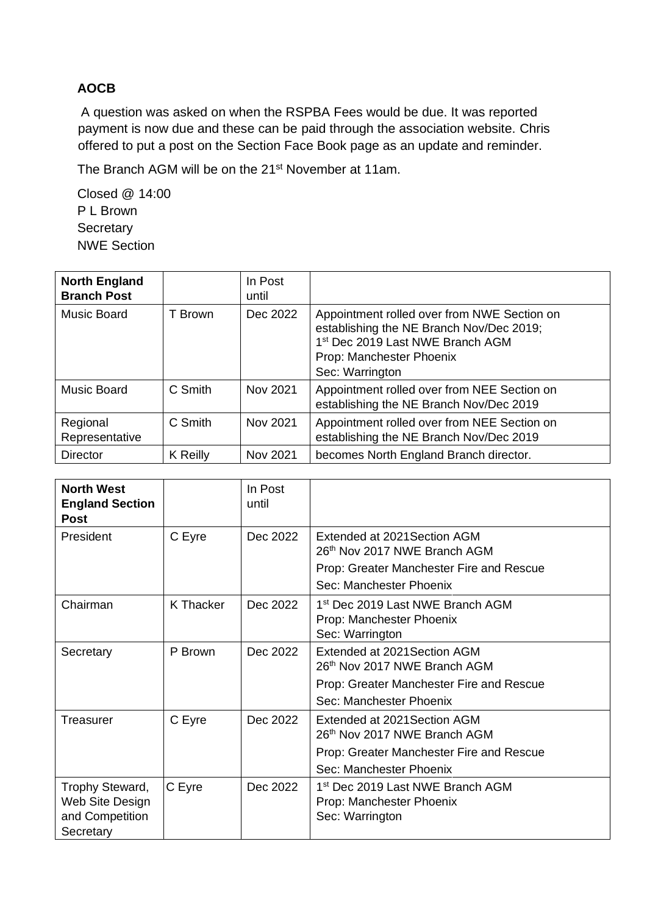**AOCB**

A question was asked on when the RSPBA Fees would be due. It was reported payment is now due and these can be paid through the association website. Chris offered to put a post on the Section Face Book page as an update and reminder.

The Branch AGM will be on the 21st November at 11am.

Closed @ 14:00
P L Brown
Secretary
NWE Section

| **North England Branch Post** | | In Post until | |
|---|---|---|---|
| Music Board | T Brown | Dec 2022 | Appointment rolled over from NWE Section on establishing the NE Branch Nov/Dec 2019; 1st Dec 2019 Last NWE Branch AGM<br>Prop: Manchester Phoenix<br>Sec: Warrington |
| Music Board | C Smith | Nov 2021 | Appointment rolled over from NEE Section on establishing the NE Branch Nov/Dec 2019 |
| Regional Representative | C Smith | Nov 2021 | Appointment rolled over from NEE Section on establishing the NE Branch Nov/Dec 2019 |
| Director | K Reilly | Nov 2021 | becomes North England Branch director. |

| **North West England Section Post** | | In Post until | |
|---|---|---|---|
| President | C Eyre | Dec 2022 | Extended at 2021Section AGM<br>26th Nov 2017 NWE Branch AGM<br>Prop: Greater Manchester Fire and Rescue<br>Sec: Manchester Phoenix |
| Chairman | K Thacker | Dec 2022 | 1st Dec 2019 Last NWE Branch AGM<br>Prop: Manchester Phoenix<br>Sec: Warrington |
| Secretary | P Brown | Dec 2022 | Extended at 2021Section AGM<br>26th Nov 2017 NWE Branch AGM<br>Prop: Greater Manchester Fire and Rescue<br>Sec: Manchester Phoenix |
| Treasurer | C Eyre | Dec 2022 | Extended at 2021Section AGM<br>26th Nov 2017 NWE Branch AGM<br>Prop: Greater Manchester Fire and Rescue<br>Sec: Manchester Phoenix |
| Trophy Steward, Web Site Design and Competition Secretary | C Eyre | Dec 2022 | 1st Dec 2019 Last NWE Branch AGM<br>Prop: Manchester Phoenix<br>Sec: Warrington |